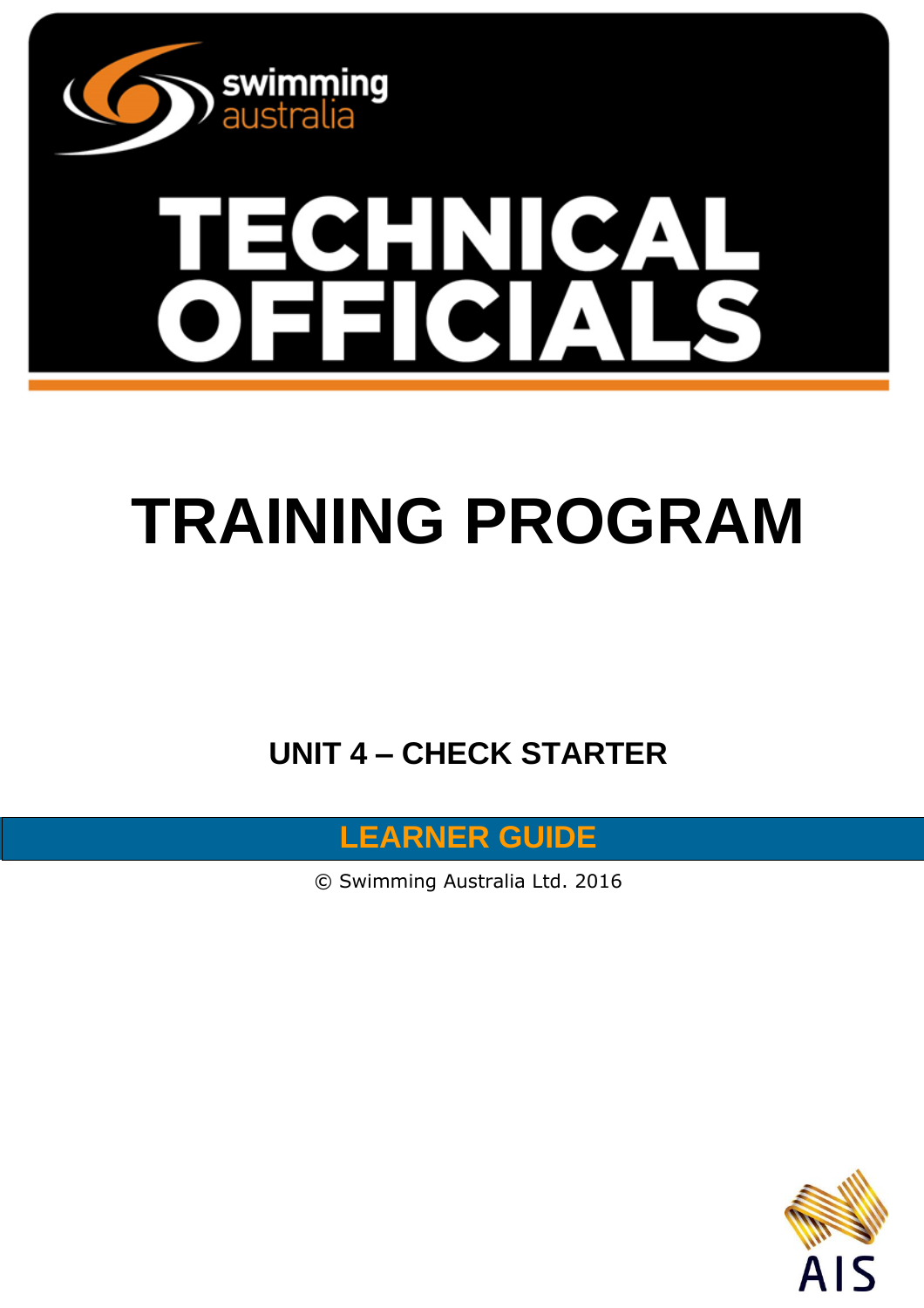swimming australia

# TECHNICAL OFFICIALS

# TRAINING PROGRAM

## UNIT 4 – CHECK STARTER

**LEARNER GUIDE**

© Swimming Australia Ltd. 2016

AIS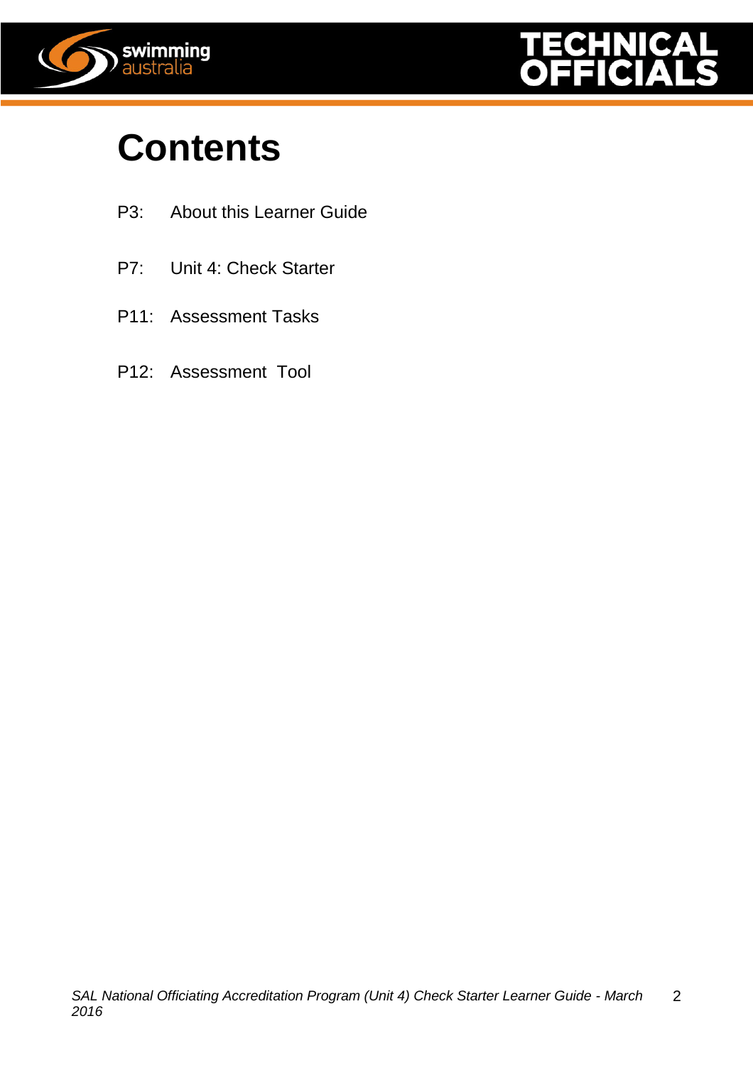# Contents

P3: About this Learner Guide

P7: Unit 4: Check Starter

P11: Assessment Tasks

P12: Assessment Tool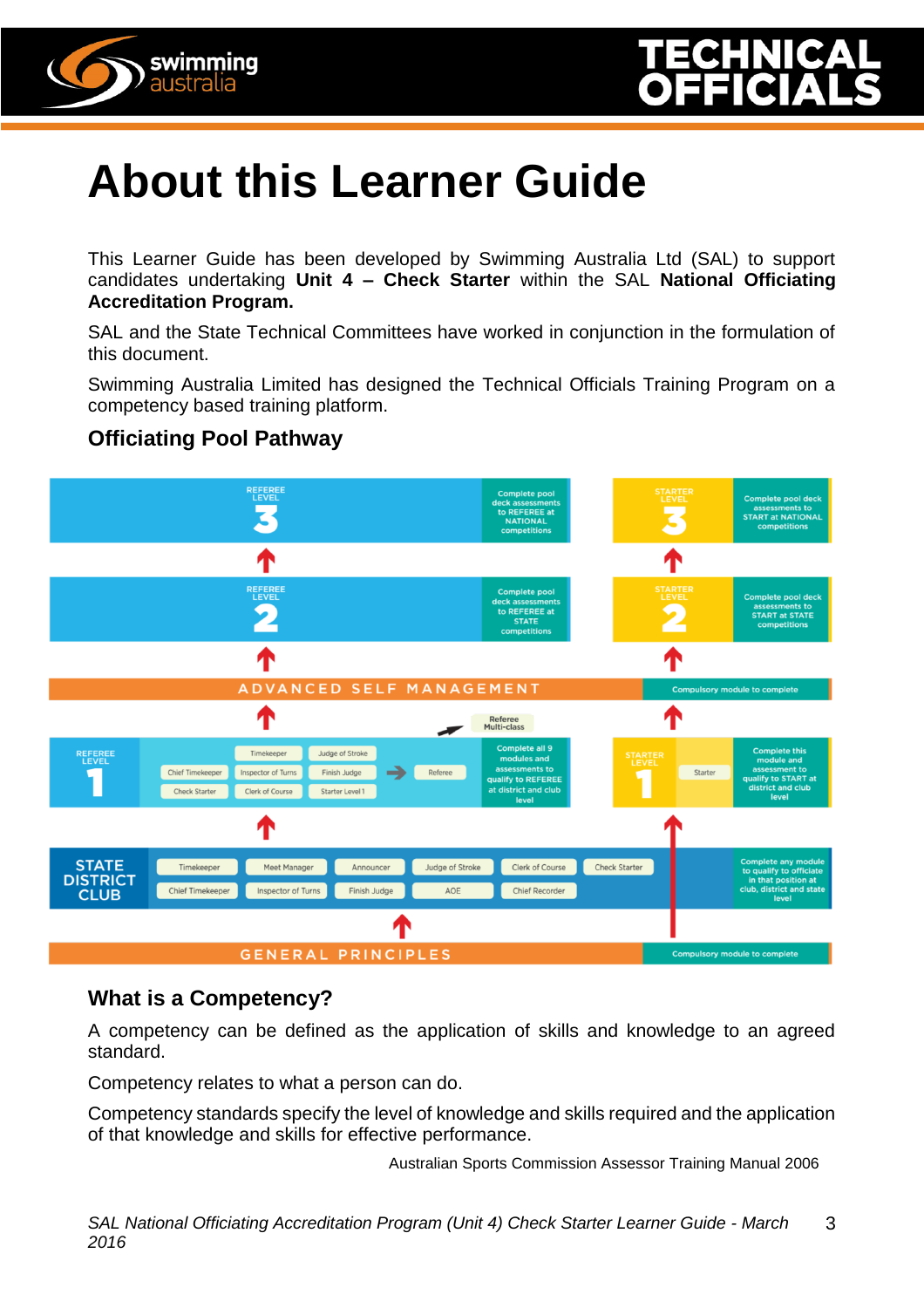# About this Learner Guide

This Learner Guide has been developed by Swimming Australia Ltd (SAL) to support candidates undertaking **Unit 4 – Check Starter** within the SAL **National Officiating Accreditation Program.**

SAL and the State Technical Committees have worked in conjunction in the formulation of this document.

Swimming Australia Limited has designed the Technical Officials Training Program on a competency based training platform.

### Officiating Pool Pathway

**REFEREE LEVEL 3** — Complete pool deck assessments to REFEREE at NATIONAL competitions

**STARTER LEVEL 3** — Complete pool deck assessments to START at NATIONAL competitions

**REFEREE LEVEL 2** — Complete pool deck assessments to REFEREE at STATE competitions

**STARTER LEVEL 2** — Complete pool deck assessments to START at STATE competitions

**ADVANCED SELF MANAGEMENT** — Compulsory module to complete

Referee Multi-class

**REFEREE LEVEL 1** — Timekeeper, Judge of Stroke, Chief Timekeeper, Inspector of Turns, Finish Judge, Check Starter, Clerk of Course, Starter Level 1 → Referee — Complete all 9 modules and assessments to qualify to REFEREE at district and club level

**STARTER LEVEL 1** — Starter — Complete this module and assessment to qualify to START at district and club level

**STATE DISTRICT CLUB** — Timekeeper, Meet Manager, Announcer, Judge of Stroke, Clerk of Course, Check Starter, Chief Timekeeper, Inspector of Turns, Finish Judge, AOE, Chief Recorder — Complete any module to qualify to officiate in that position at club, district and state level

**GENERAL PRINCIPLES** — Compulsory module to complete

### What is a Competency?

A competency can be defined as the application of skills and knowledge to an agreed standard.

Competency relates to what a person can do.

Competency standards specify the level of knowledge and skills required and the application of that knowledge and skills for effective performance.

Australian Sports Commission Assessor Training Manual 2006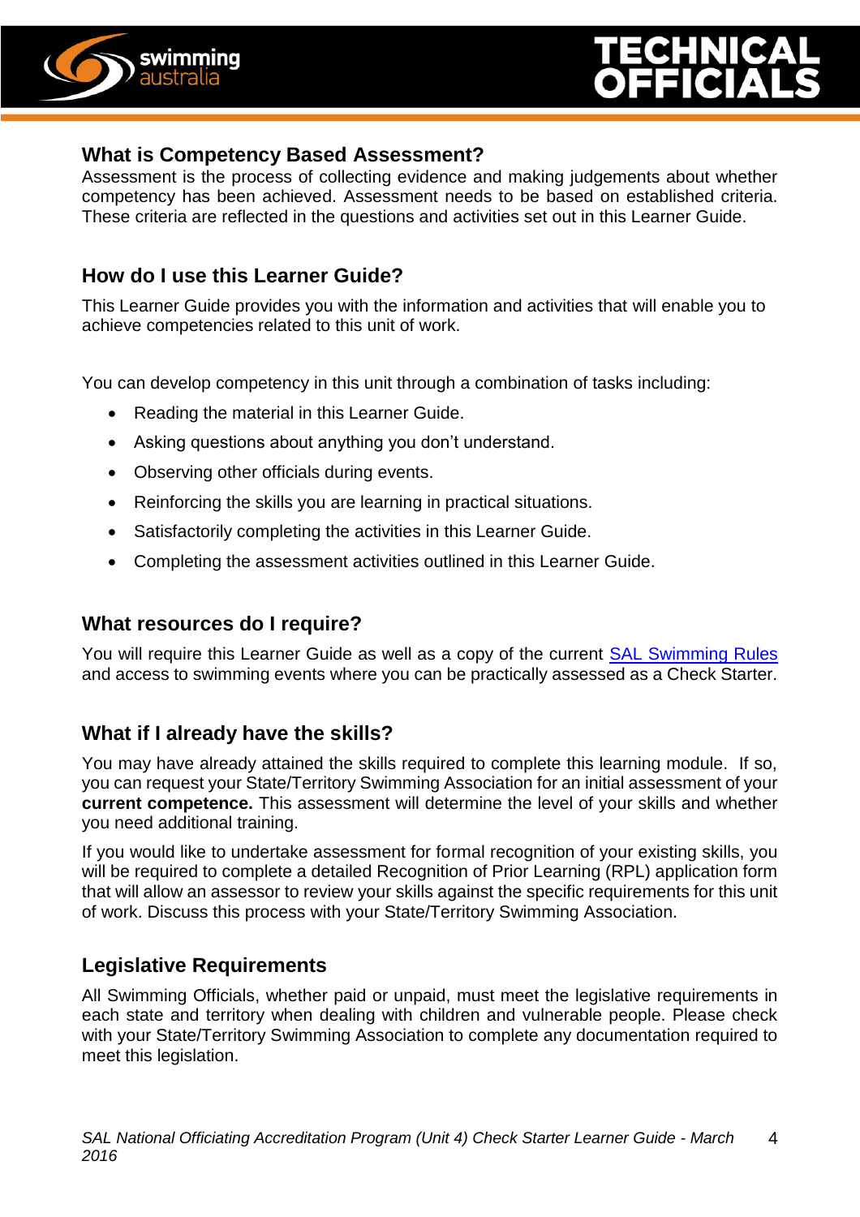## What is Competency Based Assessment?

Assessment is the process of collecting evidence and making judgements about whether competency has been achieved. Assessment needs to be based on established criteria. These criteria are reflected in the questions and activities set out in this Learner Guide.

## How do I use this Learner Guide?

This Learner Guide provides you with the information and activities that will enable you to achieve competencies related to this unit of work.

You can develop competency in this unit through a combination of tasks including:

- Reading the material in this Learner Guide.
- Asking questions about anything you don't understand.
- Observing other officials during events.
- Reinforcing the skills you are learning in practical situations.
- Satisfactorily completing the activities in this Learner Guide.
- Completing the assessment activities outlined in this Learner Guide.

## What resources do I require?

You will require this Learner Guide as well as a copy of the current SAL Swimming Rules and access to swimming events where you can be practically assessed as a Check Starter.

## What if I already have the skills?

You may have already attained the skills required to complete this learning module. If so, you can request your State/Territory Swimming Association for an initial assessment of your **current competence.** This assessment will determine the level of your skills and whether you need additional training.

If you would like to undertake assessment for formal recognition of your existing skills, you will be required to complete a detailed Recognition of Prior Learning (RPL) application form that will allow an assessor to review your skills against the specific requirements for this unit of work. Discuss this process with your State/Territory Swimming Association.

## Legislative Requirements

All Swimming Officials, whether paid or unpaid, must meet the legislative requirements in each state and territory when dealing with children and vulnerable people. Please check with your State/Territory Swimming Association to complete any documentation required to meet this legislation.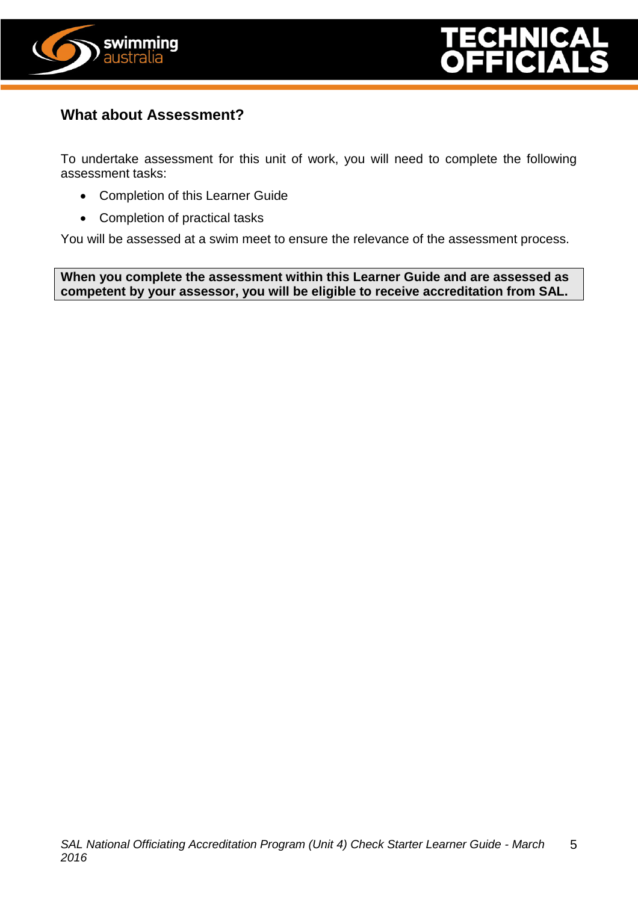## What about Assessment?

To undertake assessment for this unit of work, you will need to complete the following assessment tasks:

- Completion of this Learner Guide
- Completion of practical tasks

You will be assessed at a swim meet to ensure the relevance of the assessment process.

**When you complete the assessment within this Learner Guide and are assessed as competent by your assessor, you will be eligible to receive accreditation from SAL.**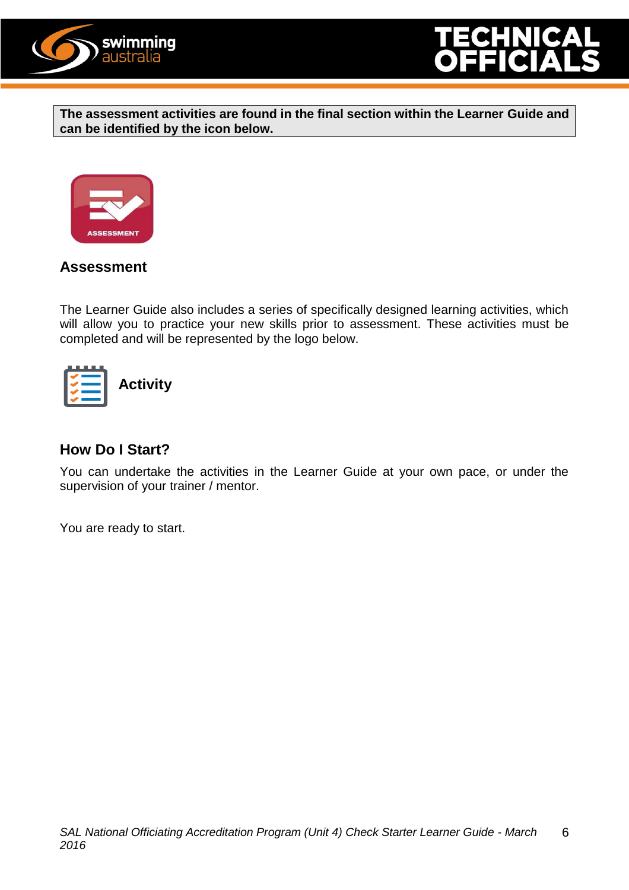**The assessment activities are found in the final section within the Learner Guide and can be identified by the icon below.**

## Assessment

The Learner Guide also includes a series of specifically designed learning activities, which will allow you to practice your new skills prior to assessment. These activities must be completed and will be represented by the logo below.

## Activity

## How Do I Start?

You can undertake the activities in the Learner Guide at your own pace, or under the supervision of your trainer / mentor.

You are ready to start.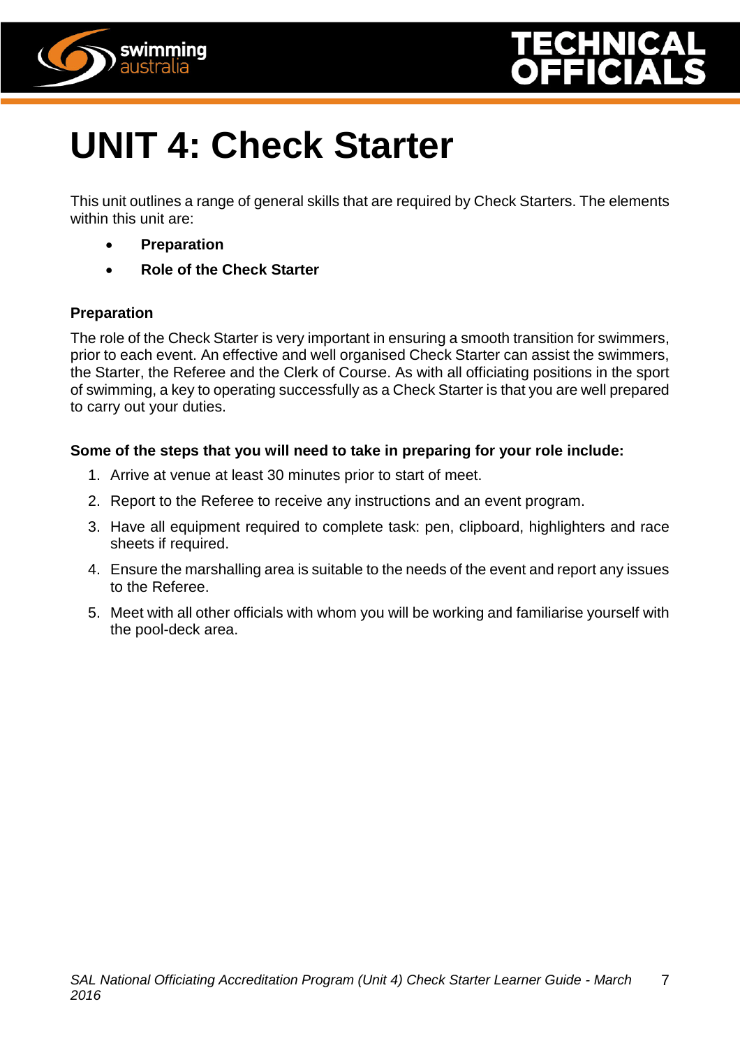# UNIT 4: Check Starter

This unit outlines a range of general skills that are required by Check Starters. The elements within this unit are:

- **Preparation**
- **Role of the Check Starter**

### Preparation

The role of the Check Starter is very important in ensuring a smooth transition for swimmers, prior to each event. An effective and well organised Check Starter can assist the swimmers, the Starter, the Referee and the Clerk of Course. As with all officiating positions in the sport of swimming, a key to operating successfully as a Check Starter is that you are well prepared to carry out your duties.

**Some of the steps that you will need to take in preparing for your role include:**

1. Arrive at venue at least 30 minutes prior to start of meet.
2. Report to the Referee to receive any instructions and an event program.
3. Have all equipment required to complete task: pen, clipboard, highlighters and race sheets if required.
4. Ensure the marshalling area is suitable to the needs of the event and report any issues to the Referee.
5. Meet with all other officials with whom you will be working and familiarise yourself with the pool-deck area.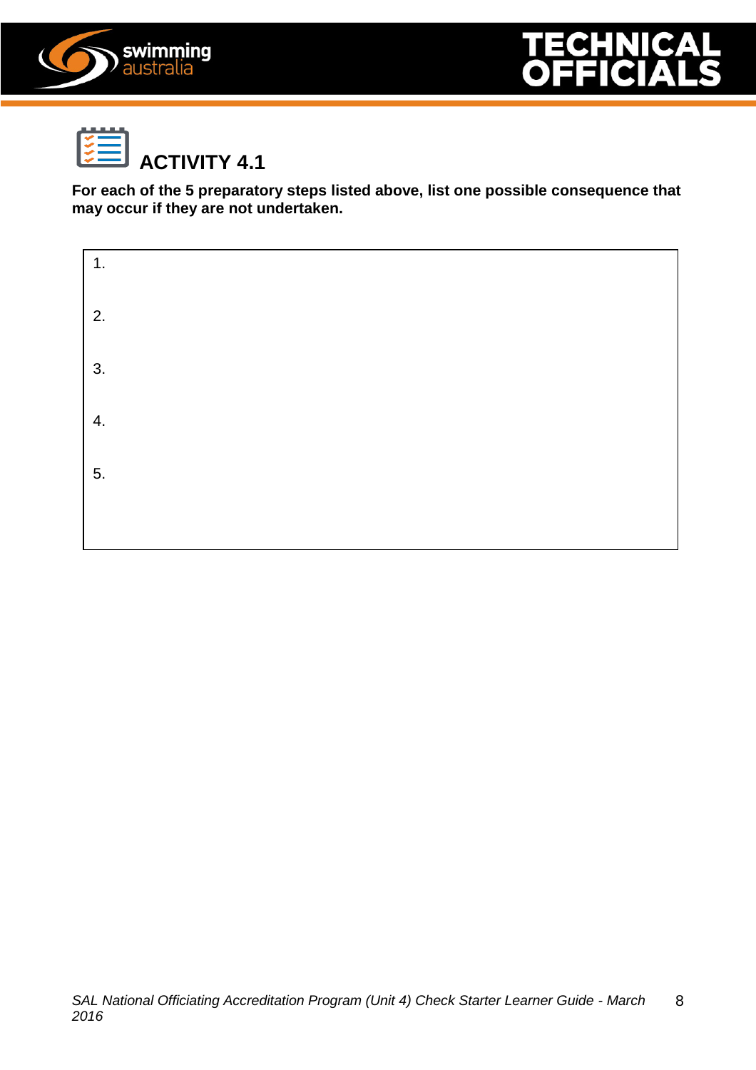## ACTIVITY 4.1

**For each of the 5 preparatory steps listed above, list one possible consequence that may occur if they are not undertaken.**

1.

2.

3.

4.

5.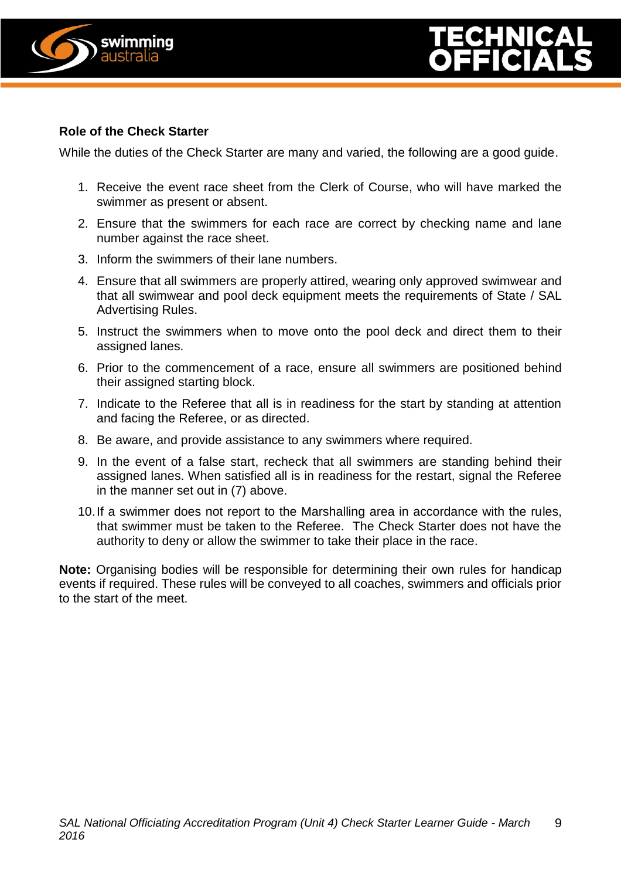## Role of the Check Starter

While the duties of the Check Starter are many and varied, the following are a good guide.

1. Receive the event race sheet from the Clerk of Course, who will have marked the swimmer as present or absent.
2. Ensure that the swimmers for each race are correct by checking name and lane number against the race sheet.
3. Inform the swimmers of their lane numbers.
4. Ensure that all swimmers are properly attired, wearing only approved swimwear and that all swimwear and pool deck equipment meets the requirements of State / SAL Advertising Rules.
5. Instruct the swimmers when to move onto the pool deck and direct them to their assigned lanes.
6. Prior to the commencement of a race, ensure all swimmers are positioned behind their assigned starting block.
7. Indicate to the Referee that all is in readiness for the start by standing at attention and facing the Referee, or as directed.
8. Be aware, and provide assistance to any swimmers where required.
9. In the event of a false start, recheck that all swimmers are standing behind their assigned lanes. When satisfied all is in readiness for the restart, signal the Referee in the manner set out in (7) above.
10. If a swimmer does not report to the Marshalling area in accordance with the rules, that swimmer must be taken to the Referee. The Check Starter does not have the authority to deny or allow the swimmer to take their place in the race.

**Note:** Organising bodies will be responsible for determining their own rules for handicap events if required. These rules will be conveyed to all coaches, swimmers and officials prior to the start of the meet.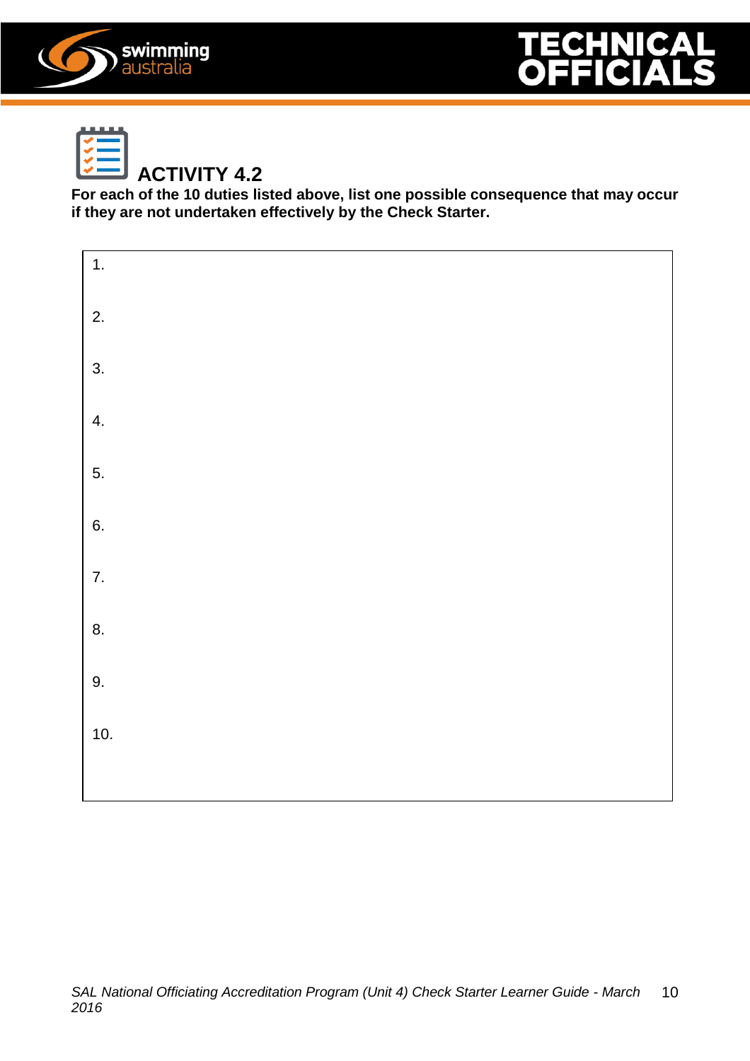## ACTIVITY 4.2

**For each of the 10 duties listed above, list one possible consequence that may occur if they are not undertaken effectively by the Check Starter.**

1.

2.

3.

4.

5.

6.

7.

8.

9.

10.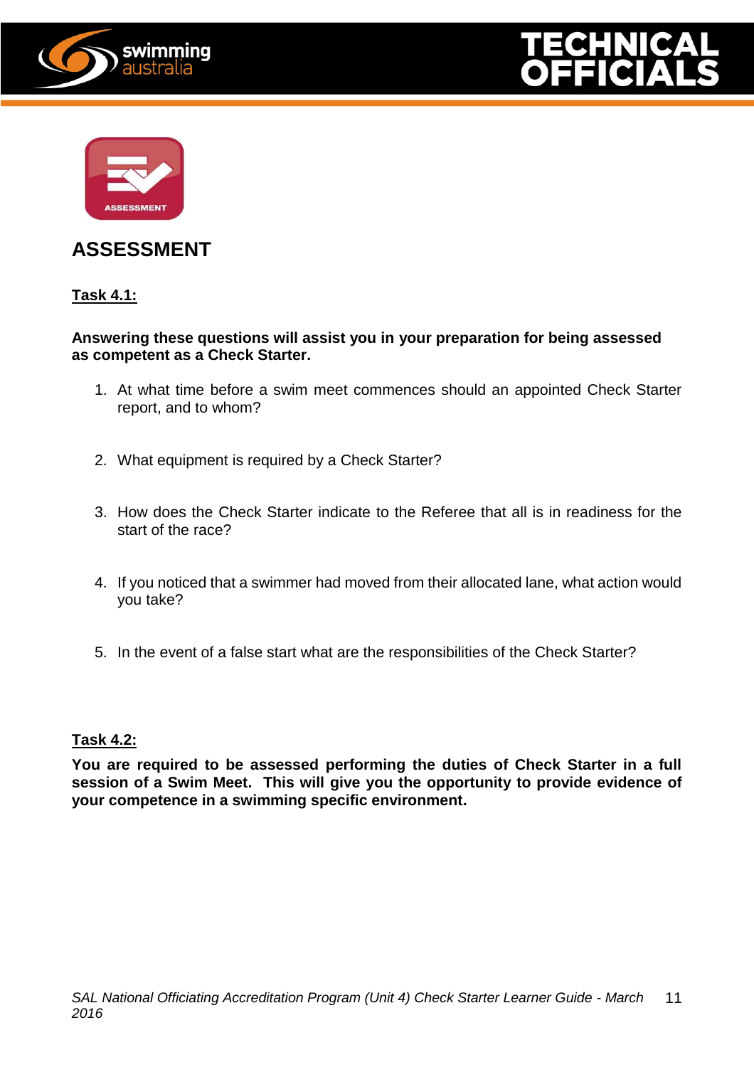# ASSESSMENT

**Task 4.1:**

**Answering these questions will assist you in your preparation for being assessed as competent as a Check Starter.**

1. At what time before a swim meet commences should an appointed Check Starter report, and to whom?

2. What equipment is required by a Check Starter?

3. How does the Check Starter indicate to the Referee that all is in readiness for the start of the race?

4. If you noticed that a swimmer had moved from their allocated lane, what action would you take?

5. In the event of a false start what are the responsibilities of the Check Starter?

**Task 4.2:**

**You are required to be assessed performing the duties of Check Starter in a full session of a Swim Meet. This will give you the opportunity to provide evidence of your competence in a swimming specific environment.**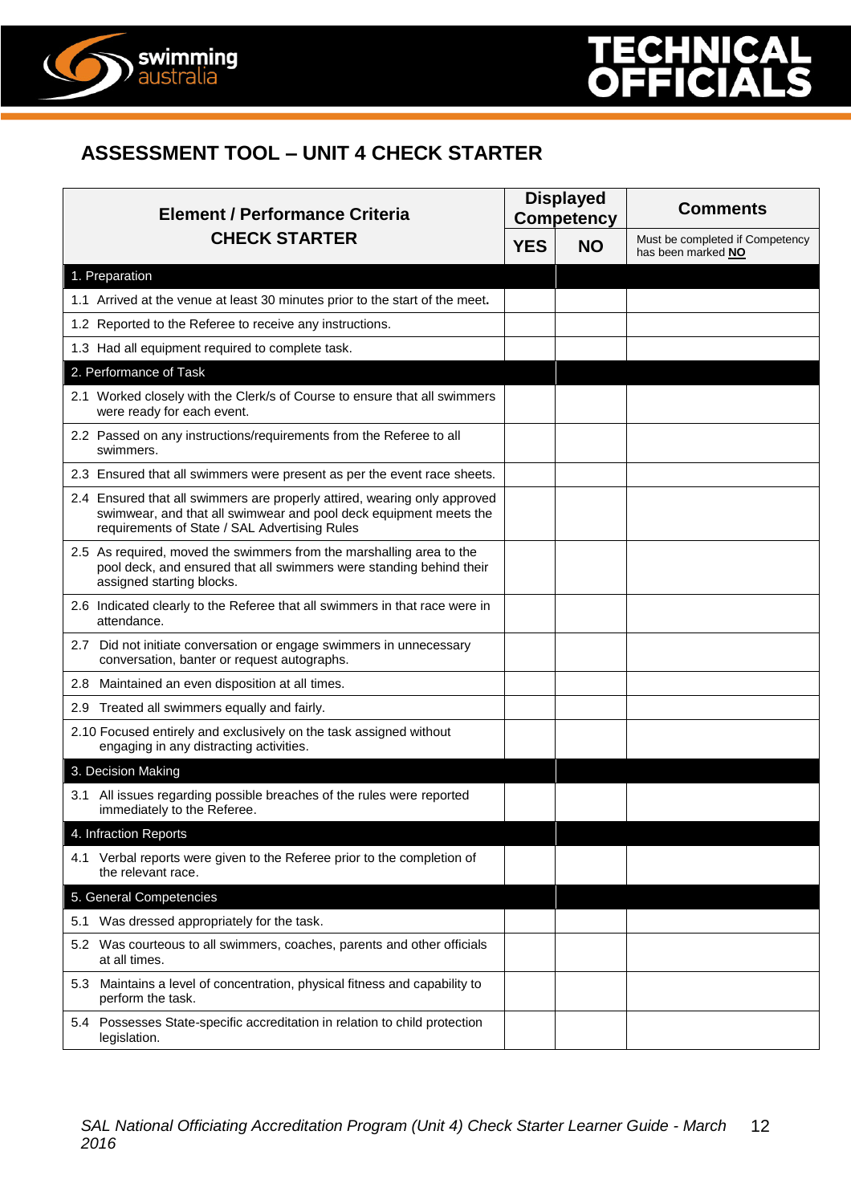## ASSESSMENT TOOL – UNIT 4 CHECK STARTER

| Element / Performance Criteria<br>CHECK STARTER | Displayed Competency | | Comments |
|---|---|---|---|
| | YES | NO | Must be completed if Competency has been marked **NO** |
| 1. Preparation | | | |
| 1.1 Arrived at the venue at least 30 minutes prior to the start of the meet. | | | |
| 1.2 Reported to the Referee to receive any instructions. | | | |
| 1.3 Had all equipment required to complete task. | | | |
| 2. Performance of Task | | | |
| 2.1 Worked closely with the Clerk/s of Course to ensure that all swimmers were ready for each event. | | | |
| 2.2 Passed on any instructions/requirements from the Referee to all swimmers. | | | |
| 2.3 Ensured that all swimmers were present as per the event race sheets. | | | |
| 2.4 Ensured that all swimmers are properly attired, wearing only approved swimwear, and that all swimwear and pool deck equipment meets the requirements of State / SAL Advertising Rules | | | |
| 2.5 As required, moved the swimmers from the marshalling area to the pool deck, and ensured that all swimmers were standing behind their assigned starting blocks. | | | |
| 2.6 Indicated clearly to the Referee that all swimmers in that race were in attendance. | | | |
| 2.7 Did not initiate conversation or engage swimmers in unnecessary conversation, banter or request autographs. | | | |
| 2.8 Maintained an even disposition at all times. | | | |
| 2.9 Treated all swimmers equally and fairly. | | | |
| 2.10 Focused entirely and exclusively on the task assigned without engaging in any distracting activities. | | | |
| 3. Decision Making | | | |
| 3.1 All issues regarding possible breaches of the rules were reported immediately to the Referee. | | | |
| 4. Infraction Reports | | | |
| 4.1 Verbal reports were given to the Referee prior to the completion of the relevant race. | | | |
| 5. General Competencies | | | |
| 5.1 Was dressed appropriately for the task. | | | |
| 5.2 Was courteous to all swimmers, coaches, parents and other officials at all times. | | | |
| 5.3 Maintains a level of concentration, physical fitness and capability to perform the task. | | | |
| 5.4 Possesses State-specific accreditation in relation to child protection legislation. | | | |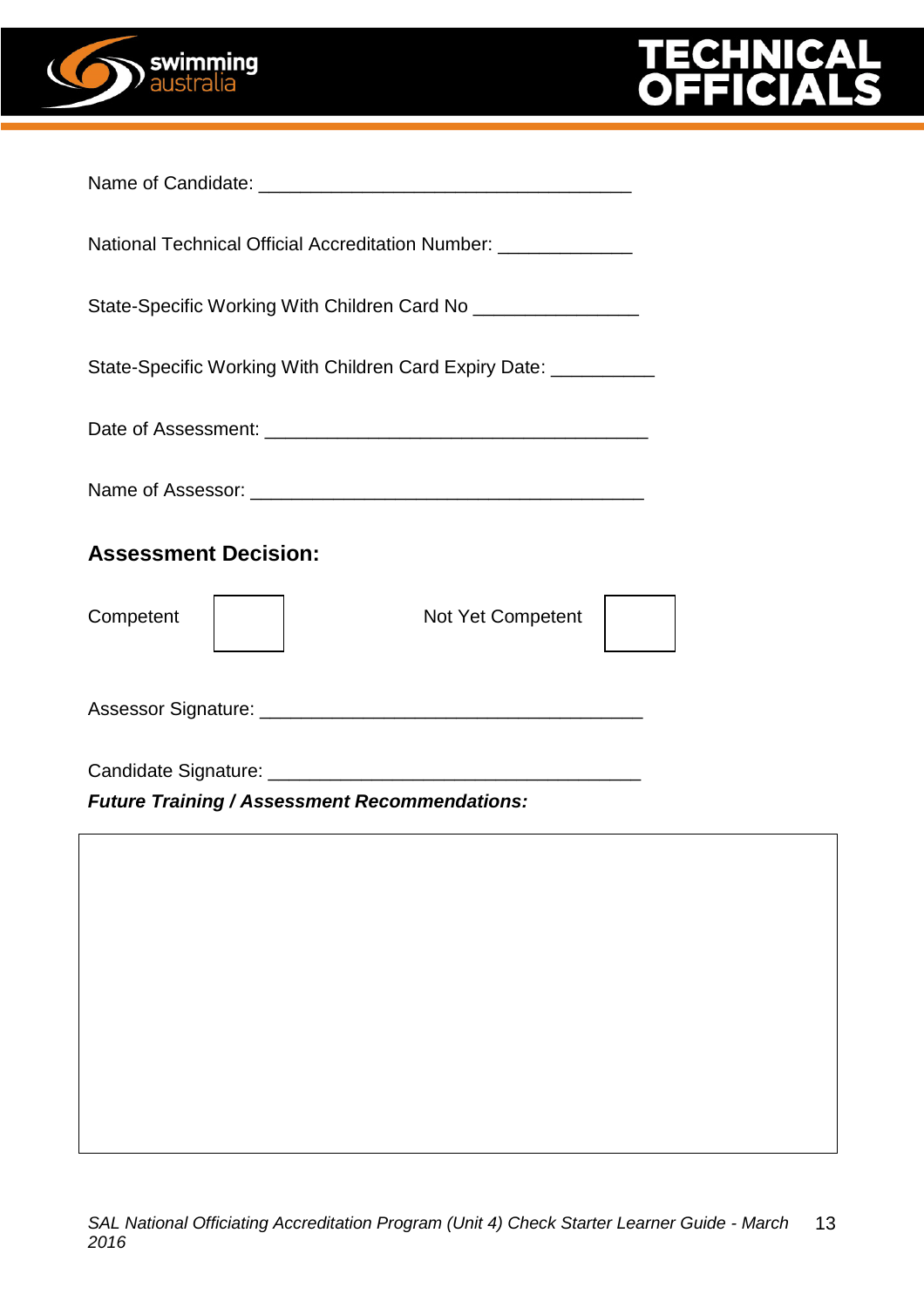Name of Candidate: ____________________________________

National Technical Official Accreditation Number: _____________

State-Specific Working With Children Card No ________________

State-Specific Working With Children Card Expiry Date: __________

Date of Assessment: _____________________________________

Name of Assessor: _______________________________________

### Assessment Decision:

| | | | |
|---|---|---|---|
| Competent | ☐ | Not Yet Competent | ☐ |

Assessor Signature: _____________________________________

Candidate Signature: ____________________________________

***Future Training / Assessment Recommendations:***

| |
|---|
| |